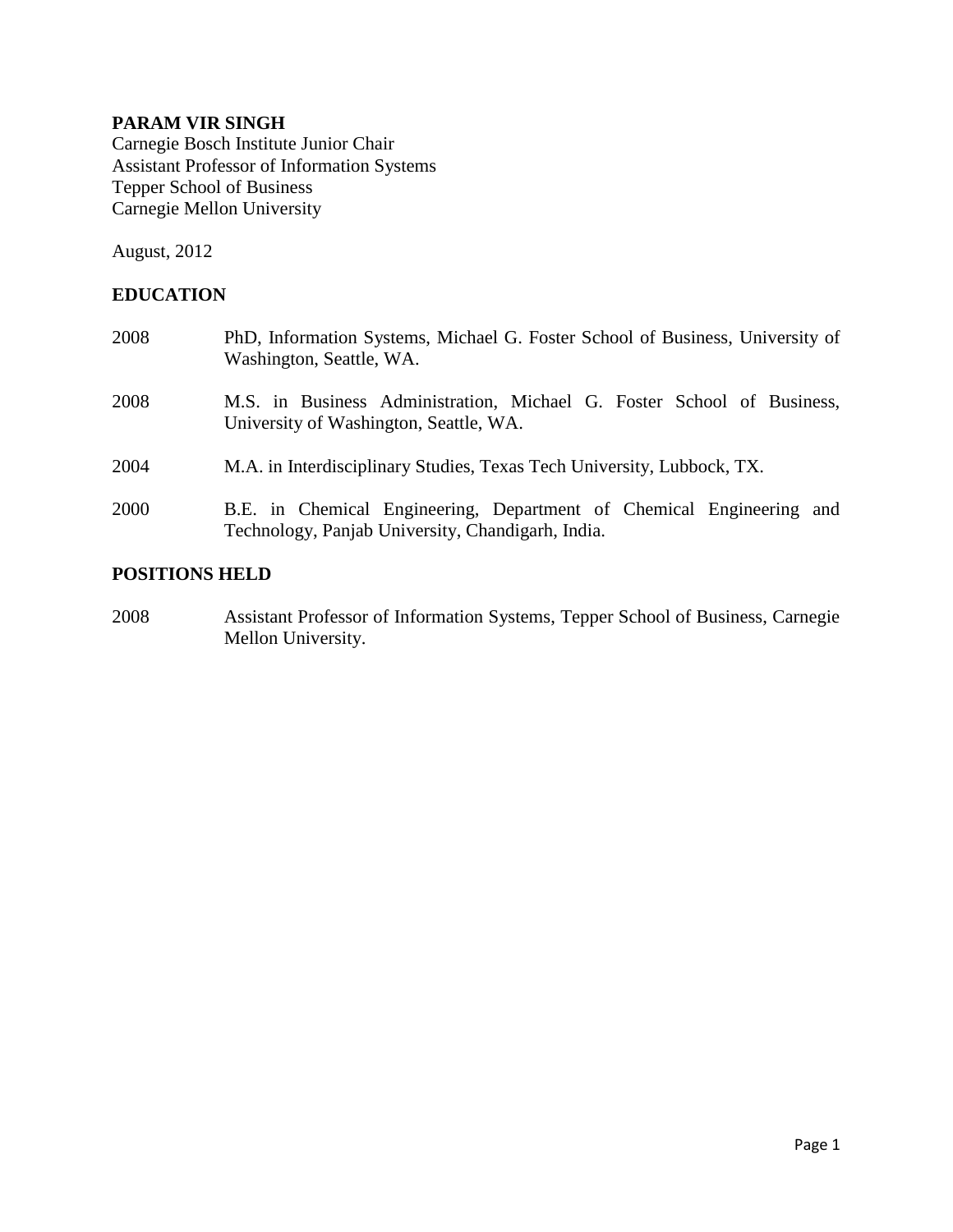**PARAM VIR SINGH**
Carnegie Bosch Institute Junior Chair
Assistant Professor of Information Systems
Tepper School of Business
Carnegie Mellon University

August, 2012

## EDUCATION

2008 PhD, Information Systems, Michael G. Foster School of Business, University of Washington, Seattle, WA.

2008 M.S. in Business Administration, Michael G. Foster School of Business, University of Washington, Seattle, WA.

2004 M.A. in Interdisciplinary Studies, Texas Tech University, Lubbock, TX.

2000 B.E. in Chemical Engineering, Department of Chemical Engineering and Technology, Panjab University, Chandigarh, India.

## POSITIONS HELD

2008 Assistant Professor of Information Systems, Tepper School of Business, Carnegie Mellon University.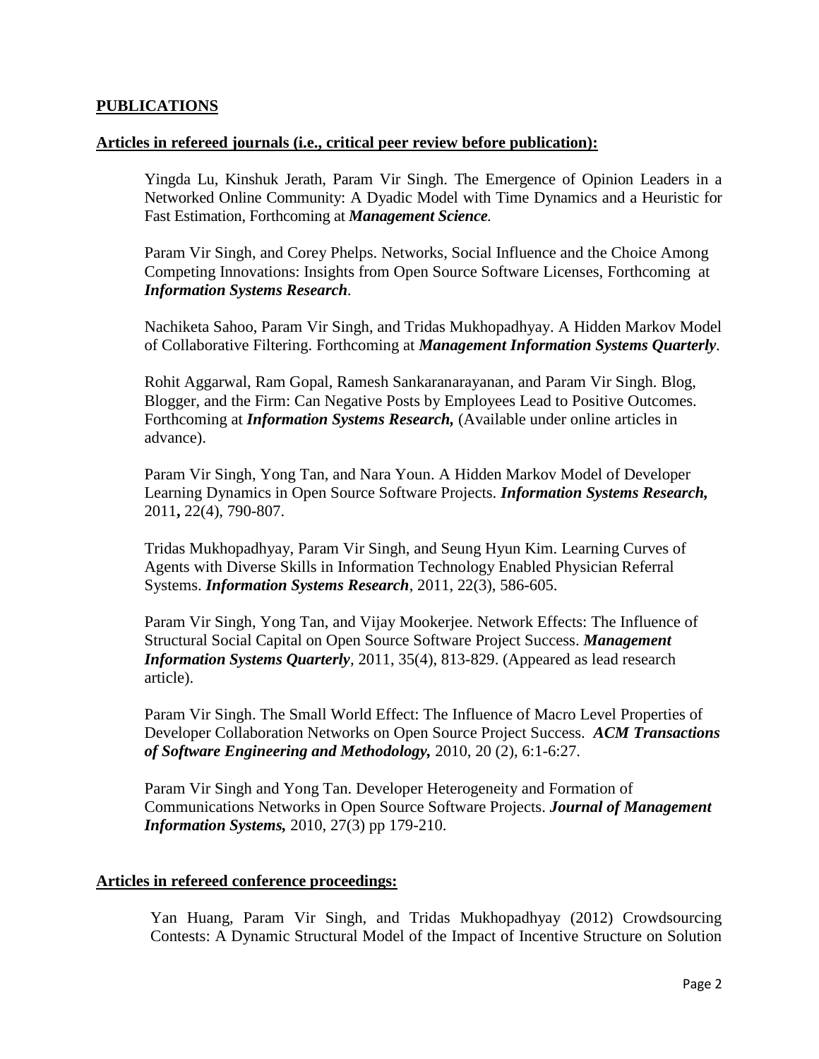## PUBLICATIONS

### Articles in refereed journals (i.e., critical peer review before publication):

Yingda Lu, Kinshuk Jerath, Param Vir Singh. The Emergence of Opinion Leaders in a Networked Online Community: A Dyadic Model with Time Dynamics and a Heuristic for Fast Estimation, Forthcoming at ***Management Science.***

Param Vir Singh, and Corey Phelps. Networks, Social Influence and the Choice Among Competing Innovations: Insights from Open Source Software Licenses, Forthcoming at ***Information Systems Research***.

Nachiketa Sahoo, Param Vir Singh, and Tridas Mukhopadhyay. A Hidden Markov Model of Collaborative Filtering. Forthcoming at ***Management Information Systems Quarterly***.

Rohit Aggarwal, Ram Gopal, Ramesh Sankaranarayanan, and Param Vir Singh. Blog, Blogger, and the Firm: Can Negative Posts by Employees Lead to Positive Outcomes. Forthcoming at ***Information Systems Research,*** (Available under online articles in advance).

Param Vir Singh, Yong Tan, and Nara Youn. A Hidden Markov Model of Developer Learning Dynamics in Open Source Software Projects. ***Information Systems Research,*** 2011**,** 22(4), 790-807.

Tridas Mukhopadhyay, Param Vir Singh, and Seung Hyun Kim. Learning Curves of Agents with Diverse Skills in Information Technology Enabled Physician Referral Systems. ***Information Systems Research***, 2011, 22(3), 586-605.

Param Vir Singh, Yong Tan, and Vijay Mookerjee. Network Effects: The Influence of Structural Social Capital on Open Source Software Project Success. ***Management Information Systems Quarterly***, 2011, 35(4), 813-829. (Appeared as lead research article).

Param Vir Singh. The Small World Effect: The Influence of Macro Level Properties of Developer Collaboration Networks on Open Source Project Success. ***ACM Transactions of Software Engineering and Methodology,*** 2010, 20 (2), 6:1-6:27.

Param Vir Singh and Yong Tan. Developer Heterogeneity and Formation of Communications Networks in Open Source Software Projects. ***Journal of Management Information Systems,*** 2010, 27(3) pp 179-210.

### Articles in refereed conference proceedings:

Yan Huang, Param Vir Singh, and Tridas Mukhopadhyay (2012) Crowdsourcing Contests: A Dynamic Structural Model of the Impact of Incentive Structure on Solution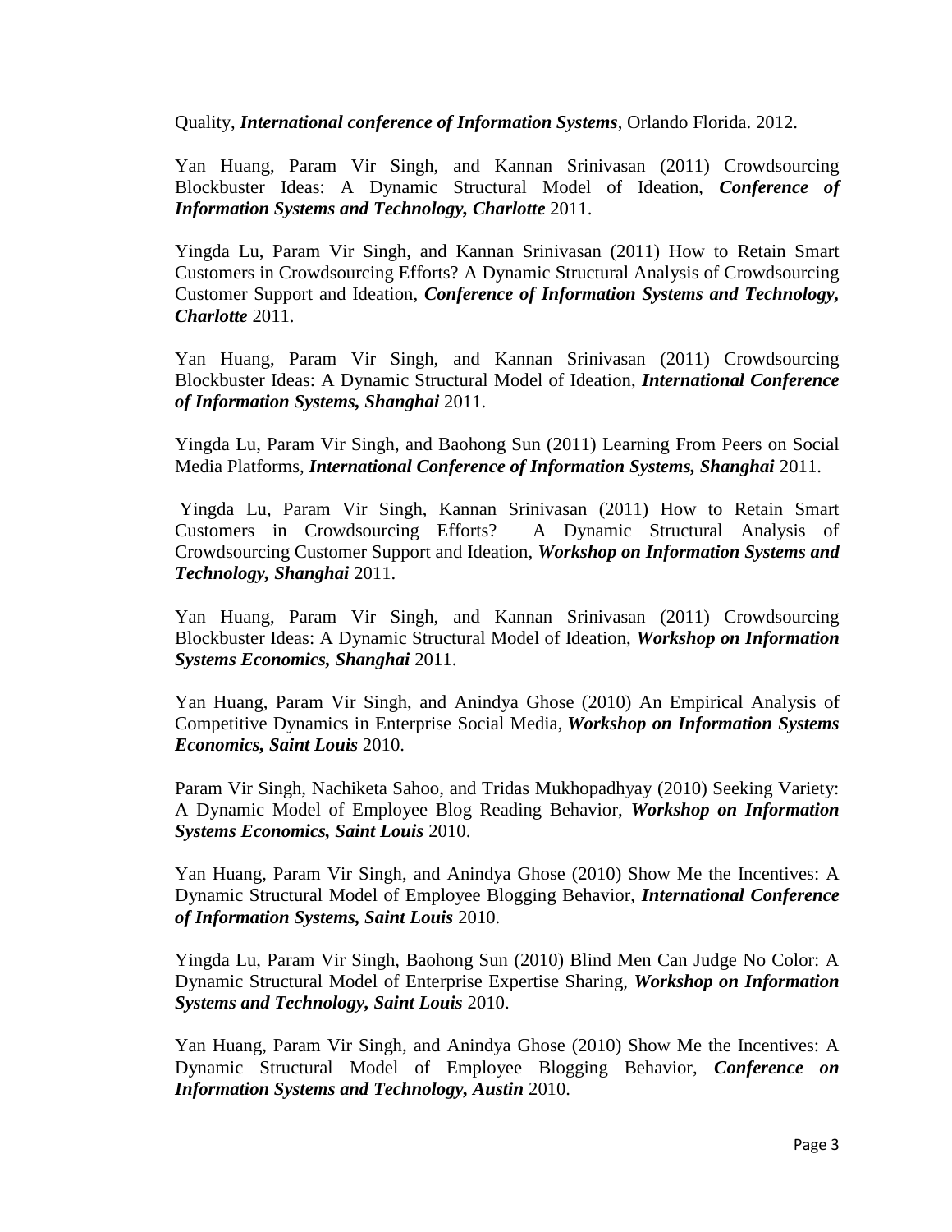Quality, ***International conference of Information Systems***, Orlando Florida. 2012.

Yan Huang, Param Vir Singh, and Kannan Srinivasan (2011) Crowdsourcing Blockbuster Ideas: A Dynamic Structural Model of Ideation, ***Conference of Information Systems and Technology, Charlotte*** 2011.

Yingda Lu, Param Vir Singh, and Kannan Srinivasan (2011) How to Retain Smart Customers in Crowdsourcing Efforts? A Dynamic Structural Analysis of Crowdsourcing Customer Support and Ideation, ***Conference of Information Systems and Technology, Charlotte*** 2011.

Yan Huang, Param Vir Singh, and Kannan Srinivasan (2011) Crowdsourcing Blockbuster Ideas: A Dynamic Structural Model of Ideation, ***International Conference of Information Systems, Shanghai*** 2011.

Yingda Lu, Param Vir Singh, and Baohong Sun (2011) Learning From Peers on Social Media Platforms, ***International Conference of Information Systems, Shanghai*** 2011.

Yingda Lu, Param Vir Singh, Kannan Srinivasan (2011) How to Retain Smart Customers in Crowdsourcing Efforts? A Dynamic Structural Analysis of Crowdsourcing Customer Support and Ideation, ***Workshop on Information Systems and Technology, Shanghai*** 2011.

Yan Huang, Param Vir Singh, and Kannan Srinivasan (2011) Crowdsourcing Blockbuster Ideas: A Dynamic Structural Model of Ideation, ***Workshop on Information Systems Economics, Shanghai*** 2011.

Yan Huang, Param Vir Singh, and Anindya Ghose (2010) An Empirical Analysis of Competitive Dynamics in Enterprise Social Media, ***Workshop on Information Systems Economics, Saint Louis*** 2010.

Param Vir Singh, Nachiketa Sahoo, and Tridas Mukhopadhyay (2010) Seeking Variety: A Dynamic Model of Employee Blog Reading Behavior, ***Workshop on Information Systems Economics, Saint Louis*** 2010.

Yan Huang, Param Vir Singh, and Anindya Ghose (2010) Show Me the Incentives: A Dynamic Structural Model of Employee Blogging Behavior, ***International Conference of Information Systems, Saint Louis*** 2010.

Yingda Lu, Param Vir Singh, Baohong Sun (2010) Blind Men Can Judge No Color: A Dynamic Structural Model of Enterprise Expertise Sharing, ***Workshop on Information Systems and Technology, Saint Louis*** 2010.

Yan Huang, Param Vir Singh, and Anindya Ghose (2010) Show Me the Incentives: A Dynamic Structural Model of Employee Blogging Behavior, ***Conference on Information Systems and Technology, Austin*** 2010.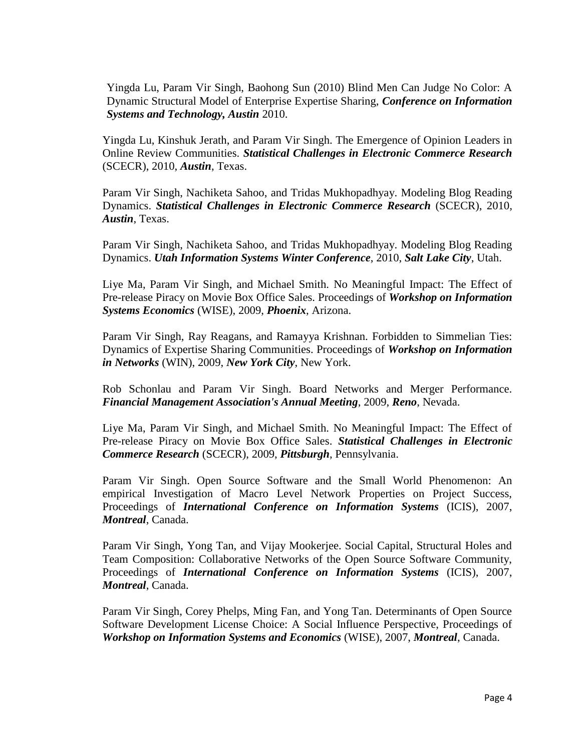Yingda Lu, Param Vir Singh, Baohong Sun (2010) Blind Men Can Judge No Color: A Dynamic Structural Model of Enterprise Expertise Sharing, ***Conference on Information Systems and Technology, Austin*** 2010.

Yingda Lu, Kinshuk Jerath, and Param Vir Singh. The Emergence of Opinion Leaders in Online Review Communities. ***Statistical Challenges in Electronic Commerce Research*** (SCECR), 2010, ***Austin***, Texas.

Param Vir Singh, Nachiketa Sahoo, and Tridas Mukhopadhyay. Modeling Blog Reading Dynamics. ***Statistical Challenges in Electronic Commerce Research*** (SCECR), 2010, ***Austin***, Texas.

Param Vir Singh, Nachiketa Sahoo, and Tridas Mukhopadhyay. Modeling Blog Reading Dynamics. ***Utah Information Systems Winter Conference***, 2010, ***Salt Lake City***, Utah.

Liye Ma, Param Vir Singh, and Michael Smith. No Meaningful Impact: The Effect of Pre-release Piracy on Movie Box Office Sales. Proceedings of ***Workshop on Information Systems Economics*** (WISE), 2009, ***Phoenix***, Arizona.

Param Vir Singh, Ray Reagans, and Ramayya Krishnan. Forbidden to Simmelian Ties: Dynamics of Expertise Sharing Communities. Proceedings of ***Workshop on Information in Networks*** (WIN), 2009, ***New York City***, New York.

Rob Schonlau and Param Vir Singh. Board Networks and Merger Performance. ***Financial Management Association's Annual Meeting***, 2009, ***Reno***, Nevada.

Liye Ma, Param Vir Singh, and Michael Smith. No Meaningful Impact: The Effect of Pre-release Piracy on Movie Box Office Sales. ***Statistical Challenges in Electronic Commerce Research*** (SCECR), 2009, ***Pittsburgh***, Pennsylvania.

Param Vir Singh. Open Source Software and the Small World Phenomenon: An empirical Investigation of Macro Level Network Properties on Project Success, Proceedings of ***International Conference on Information Systems*** (ICIS), 2007, ***Montreal***, Canada.

Param Vir Singh, Yong Tan, and Vijay Mookerjee. Social Capital, Structural Holes and Team Composition: Collaborative Networks of the Open Source Software Community, Proceedings of ***International Conference on Information Systems*** (ICIS), 2007, ***Montreal***, Canada.

Param Vir Singh, Corey Phelps, Ming Fan, and Yong Tan. Determinants of Open Source Software Development License Choice: A Social Influence Perspective, Proceedings of ***Workshop on Information Systems and Economics*** (WISE), 2007, ***Montreal***, Canada.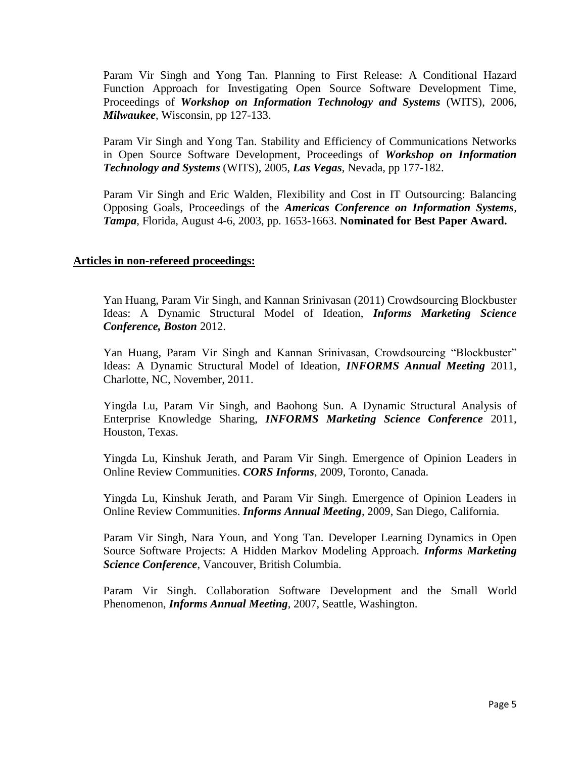Param Vir Singh and Yong Tan. Planning to First Release: A Conditional Hazard Function Approach for Investigating Open Source Software Development Time, Proceedings of ***Workshop on Information Technology and Systems*** (WITS), 2006, ***Milwaukee***, Wisconsin, pp 127-133.

Param Vir Singh and Yong Tan. Stability and Efficiency of Communications Networks in Open Source Software Development, Proceedings of ***Workshop on Information Technology and Systems*** (WITS), 2005, ***Las Vegas***, Nevada, pp 177-182.

Param Vir Singh and Eric Walden, Flexibility and Cost in IT Outsourcing: Balancing Opposing Goals, Proceedings of the ***Americas Conference on Information Systems***, ***Tampa***, Florida, August 4-6, 2003, pp. 1653-1663. **Nominated for Best Paper Award.**

**<u>Articles in non-refereed proceedings:</u>**

Yan Huang, Param Vir Singh, and Kannan Srinivasan (2011) Crowdsourcing Blockbuster Ideas: A Dynamic Structural Model of Ideation, ***Informs Marketing Science Conference, Boston*** 2012.

Yan Huang, Param Vir Singh and Kannan Srinivasan, Crowdsourcing "Blockbuster" Ideas: A Dynamic Structural Model of Ideation, ***INFORMS Annual Meeting*** 2011, Charlotte, NC, November, 2011.

Yingda Lu, Param Vir Singh, and Baohong Sun. A Dynamic Structural Analysis of Enterprise Knowledge Sharing, ***INFORMS Marketing Science Conference*** 2011, Houston, Texas.

Yingda Lu, Kinshuk Jerath, and Param Vir Singh. Emergence of Opinion Leaders in Online Review Communities. ***CORS Informs***, 2009, Toronto, Canada.

Yingda Lu, Kinshuk Jerath, and Param Vir Singh. Emergence of Opinion Leaders in Online Review Communities. ***Informs Annual Meeting***, 2009, San Diego, California.

Param Vir Singh, Nara Youn, and Yong Tan. Developer Learning Dynamics in Open Source Software Projects: A Hidden Markov Modeling Approach. ***Informs Marketing Science Conference***, Vancouver, British Columbia.

Param Vir Singh. Collaboration Software Development and the Small World Phenomenon, ***Informs Annual Meeting***, 2007, Seattle, Washington.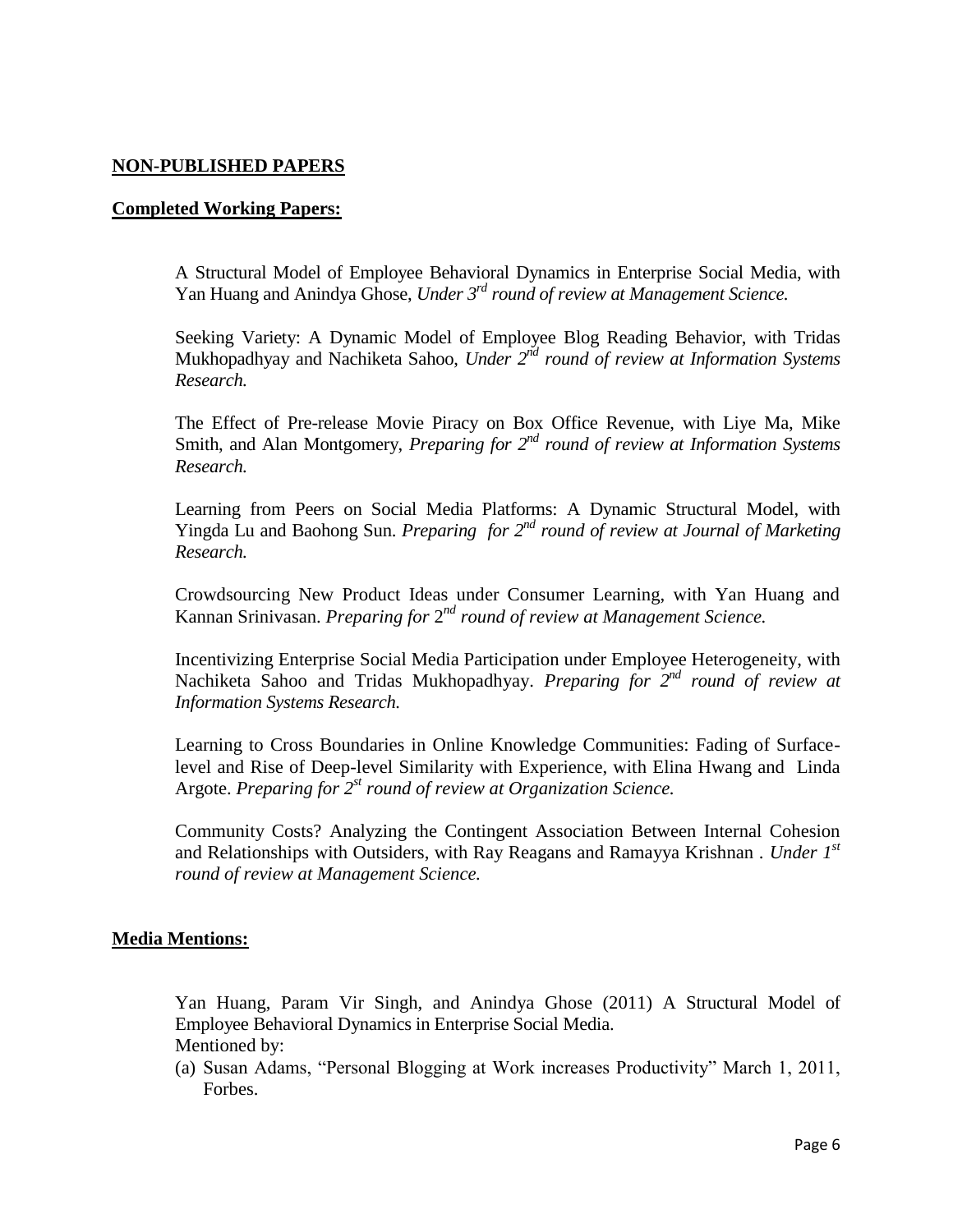## NON-PUBLISHED PAPERS

### Completed Working Papers:

A Structural Model of Employee Behavioral Dynamics in Enterprise Social Media, with Yan Huang and Anindya Ghose, *Under 3rd round of review at Management Science.*

Seeking Variety: A Dynamic Model of Employee Blog Reading Behavior, with Tridas Mukhopadhyay and Nachiketa Sahoo, *Under 2nd round of review at Information Systems Research.*

The Effect of Pre-release Movie Piracy on Box Office Revenue, with Liye Ma, Mike Smith, and Alan Montgomery, *Preparing for 2nd round of review at Information Systems Research.*

Learning from Peers on Social Media Platforms: A Dynamic Structural Model, with Yingda Lu and Baohong Sun. *Preparing for 2nd round of review at Journal of Marketing Research.*

Crowdsourcing New Product Ideas under Consumer Learning, with Yan Huang and Kannan Srinivasan. *Preparing for 2nd round of review at Management Science.*

Incentivizing Enterprise Social Media Participation under Employee Heterogeneity, with Nachiketa Sahoo and Tridas Mukhopadhyay. *Preparing for 2nd round of review at Information Systems Research.*

Learning to Cross Boundaries in Online Knowledge Communities: Fading of Surface-level and Rise of Deep-level Similarity with Experience, with Elina Hwang and Linda Argote. *Preparing for 2st round of review at Organization Science.*

Community Costs? Analyzing the Contingent Association Between Internal Cohesion and Relationships with Outsiders, with Ray Reagans and Ramayya Krishnan . *Under 1st round of review at Management Science.*

### Media Mentions:

Yan Huang, Param Vir Singh, and Anindya Ghose (2011) A Structural Model of Employee Behavioral Dynamics in Enterprise Social Media.
Mentioned by:

(a) Susan Adams, "Personal Blogging at Work increases Productivity" March 1, 2011, Forbes.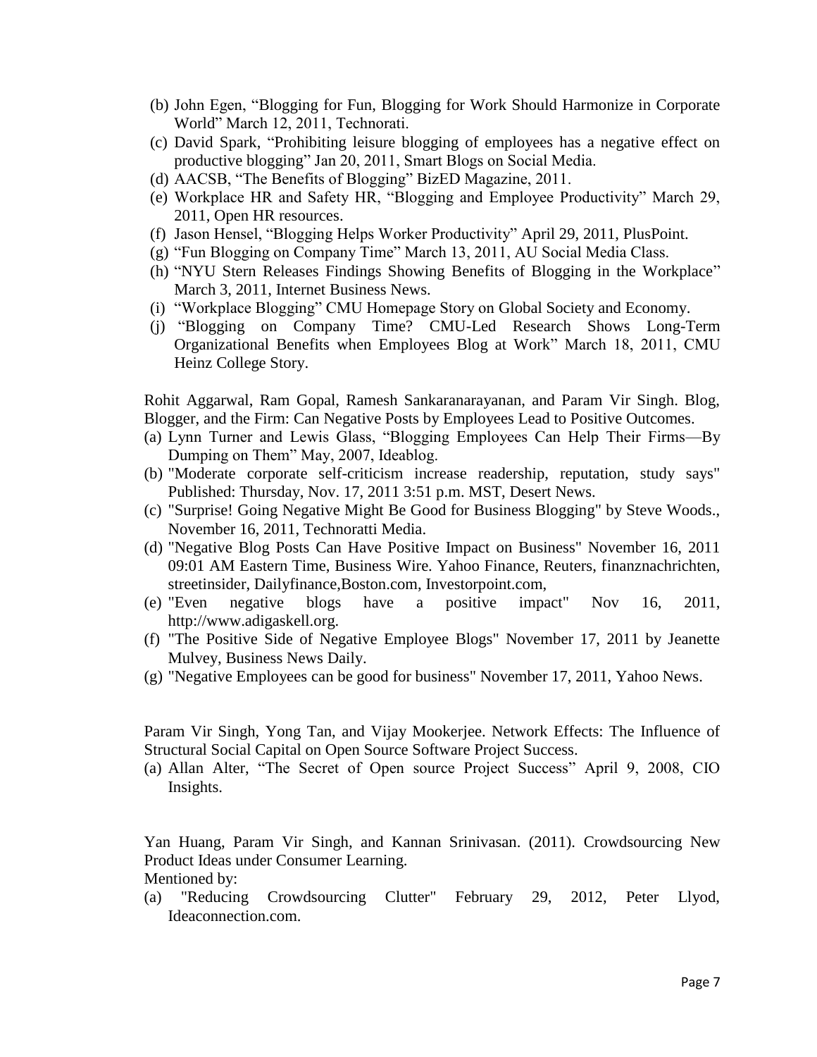(b) John Egen, "Blogging for Fun, Blogging for Work Should Harmonize in Corporate World" March 12, 2011, Technorati.
(c) David Spark, "Prohibiting leisure blogging of employees has a negative effect on productive blogging" Jan 20, 2011, Smart Blogs on Social Media.
(d) AACSB, "The Benefits of Blogging" BizED Magazine, 2011.
(e) Workplace HR and Safety HR, "Blogging and Employee Productivity" March 29, 2011, Open HR resources.
(f) Jason Hensel, "Blogging Helps Worker Productivity" April 29, 2011, PlusPoint.
(g) "Fun Blogging on Company Time" March 13, 2011, AU Social Media Class.
(h) "NYU Stern Releases Findings Showing Benefits of Blogging in the Workplace" March 3, 2011, Internet Business News.
(i) "Workplace Blogging" CMU Homepage Story on Global Society and Economy.
(j) "Blogging on Company Time? CMU-Led Research Shows Long-Term Organizational Benefits when Employees Blog at Work" March 18, 2011, CMU Heinz College Story.

Rohit Aggarwal, Ram Gopal, Ramesh Sankaranarayanan, and Param Vir Singh. Blog, Blogger, and the Firm: Can Negative Posts by Employees Lead to Positive Outcomes.

(a) Lynn Turner and Lewis Glass, "Blogging Employees Can Help Their Firms—By Dumping on Them" May, 2007, Ideablog.
(b) "Moderate corporate self-criticism increase readership, reputation, study says" Published: Thursday, Nov. 17, 2011 3:51 p.m. MST, Desert News.
(c) "Surprise! Going Negative Might Be Good for Business Blogging" by Steve Woods., November 16, 2011, Technoratti Media.
(d) "Negative Blog Posts Can Have Positive Impact on Business" November 16, 2011 09:01 AM Eastern Time, Business Wire. Yahoo Finance, Reuters, finanznachrichten, streetinsider, Dailyfinance,Boston.com, Investorpoint.com,
(e) "Even negative blogs have a positive impact" Nov 16, 2011, http://www.adigaskell.org.
(f) "The Positive Side of Negative Employee Blogs" November 17, 2011 by Jeanette Mulvey, Business News Daily.
(g) "Negative Employees can be good for business" November 17, 2011, Yahoo News.

Param Vir Singh, Yong Tan, and Vijay Mookerjee. Network Effects: The Influence of Structural Social Capital on Open Source Software Project Success.

(a) Allan Alter, "The Secret of Open source Project Success" April 9, 2008, CIO Insights.

Yan Huang, Param Vir Singh, and Kannan Srinivasan. (2011). Crowdsourcing New Product Ideas under Consumer Learning.
Mentioned by:

(a) "Reducing Crowdsourcing Clutter" February 29, 2012, Peter Llyod, Ideaconnection.com.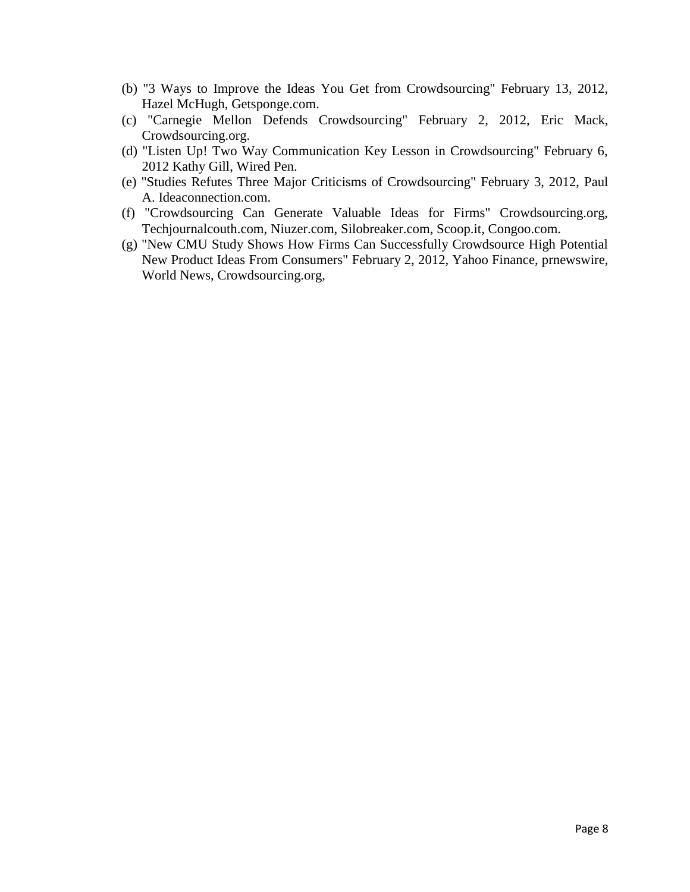(b) "3 Ways to Improve the Ideas You Get from Crowdsourcing" February 13, 2012, Hazel McHugh, Getsponge.com.

(c) "Carnegie Mellon Defends Crowdsourcing" February 2, 2012, Eric Mack, Crowdsourcing.org.

(d) "Listen Up! Two Way Communication Key Lesson in Crowdsourcing" February 6, 2012 Kathy Gill, Wired Pen.

(e) "Studies Refutes Three Major Criticisms of Crowdsourcing" February 3, 2012, Paul A. Ideaconnection.com.

(f) "Crowdsourcing Can Generate Valuable Ideas for Firms" Crowdsourcing.org, Techjournalcouth.com, Niuzer.com, Silobreaker.com, Scoop.it, Congoo.com.

(g) "New CMU Study Shows How Firms Can Successfully Crowdsource High Potential New Product Ideas From Consumers" February 2, 2012, Yahoo Finance, prnewswire, World News, Crowdsourcing.org,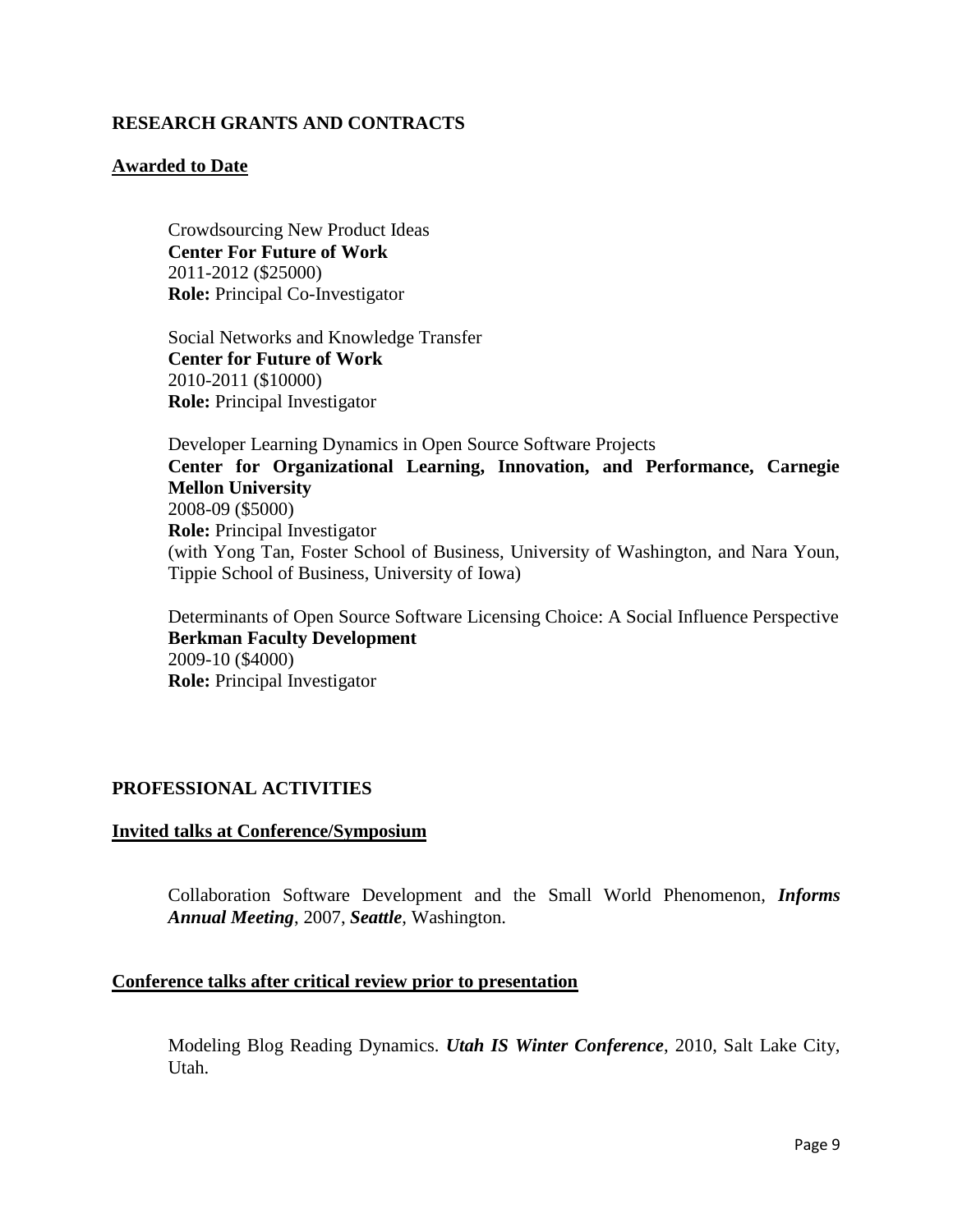## RESEARCH GRANTS AND CONTRACTS

### Awarded to Date

Crowdsourcing New Product Ideas
**Center For Future of Work**
2011-2012 ($25000)
**Role:** Principal Co-Investigator

Social Networks and Knowledge Transfer
**Center for Future of Work**
2010-2011 ($10000)
**Role:** Principal Investigator

Developer Learning Dynamics in Open Source Software Projects
**Center for Organizational Learning, Innovation, and Performance, Carnegie Mellon University**
2008-09 ($5000)
**Role:** Principal Investigator
(with Yong Tan, Foster School of Business, University of Washington, and Nara Youn, Tippie School of Business, University of Iowa)

Determinants of Open Source Software Licensing Choice: A Social Influence Perspective
**Berkman Faculty Development**
2009-10 ($4000)
**Role:** Principal Investigator

## PROFESSIONAL ACTIVITIES

### Invited talks at Conference/Symposium

Collaboration Software Development and the Small World Phenomenon, ***Informs Annual Meeting***, 2007, ***Seattle***, Washington.

### Conference talks after critical review prior to presentation

Modeling Blog Reading Dynamics. ***Utah IS Winter Conference***, 2010, Salt Lake City, Utah.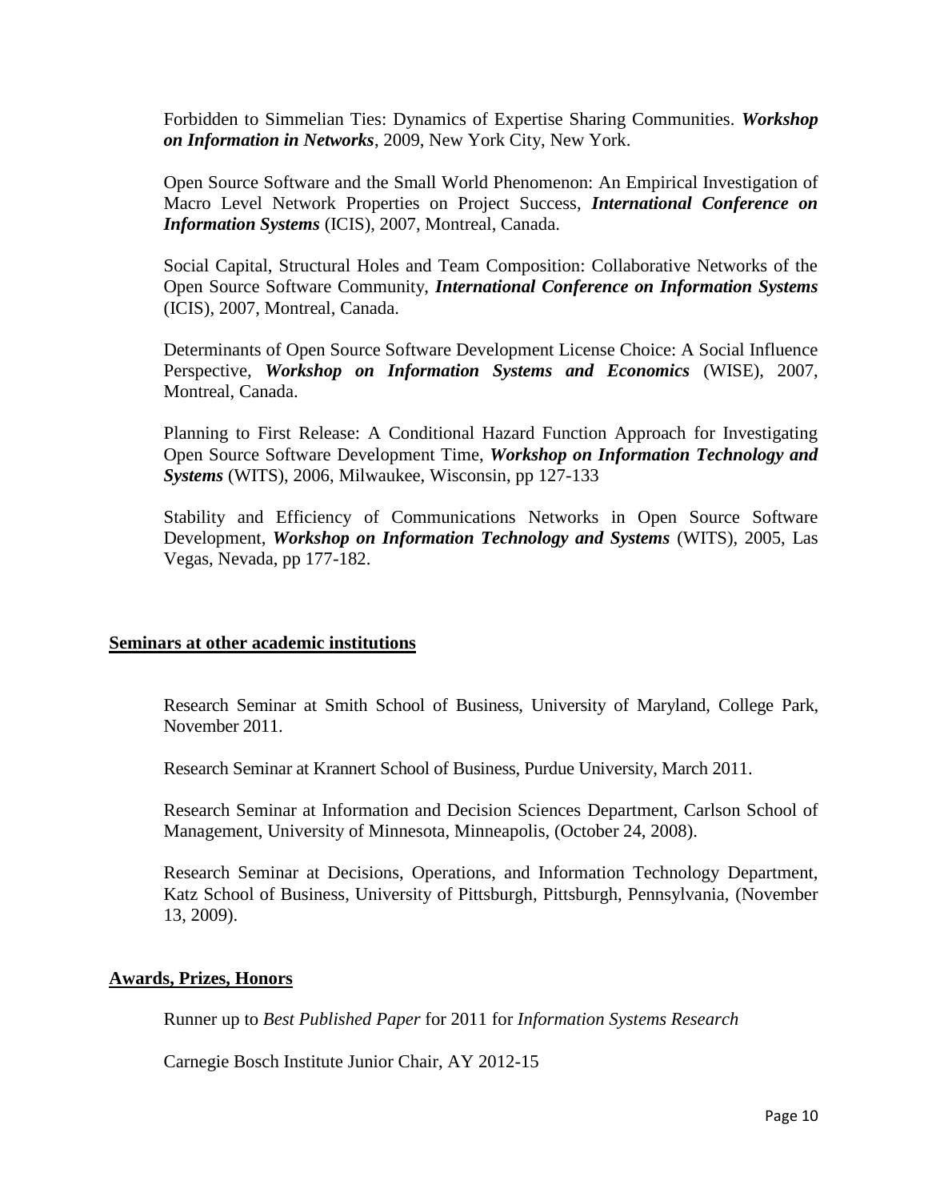Forbidden to Simmelian Ties: Dynamics of Expertise Sharing Communities. ***Workshop on Information in Networks***, 2009, New York City, New York.

Open Source Software and the Small World Phenomenon: An Empirical Investigation of Macro Level Network Properties on Project Success, ***International Conference on Information Systems*** (ICIS), 2007, Montreal, Canada.

Social Capital, Structural Holes and Team Composition: Collaborative Networks of the Open Source Software Community, ***International Conference on Information Systems*** (ICIS), 2007, Montreal, Canada.

Determinants of Open Source Software Development License Choice: A Social Influence Perspective, ***Workshop on Information Systems and Economics*** (WISE), 2007, Montreal, Canada.

Planning to First Release: A Conditional Hazard Function Approach for Investigating Open Source Software Development Time, ***Workshop on Information Technology and Systems*** (WITS), 2006, Milwaukee, Wisconsin, pp 127-133

Stability and Efficiency of Communications Networks in Open Source Software Development, ***Workshop on Information Technology and Systems*** (WITS), 2005, Las Vegas, Nevada, pp 177-182.

## Seminars at other academic institutions

Research Seminar at Smith School of Business, University of Maryland, College Park, November 2011.

Research Seminar at Krannert School of Business, Purdue University, March 2011.

Research Seminar at Information and Decision Sciences Department, Carlson School of Management, University of Minnesota, Minneapolis, (October 24, 2008).

Research Seminar at Decisions, Operations, and Information Technology Department, Katz School of Business, University of Pittsburgh, Pittsburgh, Pennsylvania, (November 13, 2009).

## Awards, Prizes, Honors

Runner up to *Best Published Paper* for 2011 for *Information Systems Research*

Carnegie Bosch Institute Junior Chair, AY 2012-15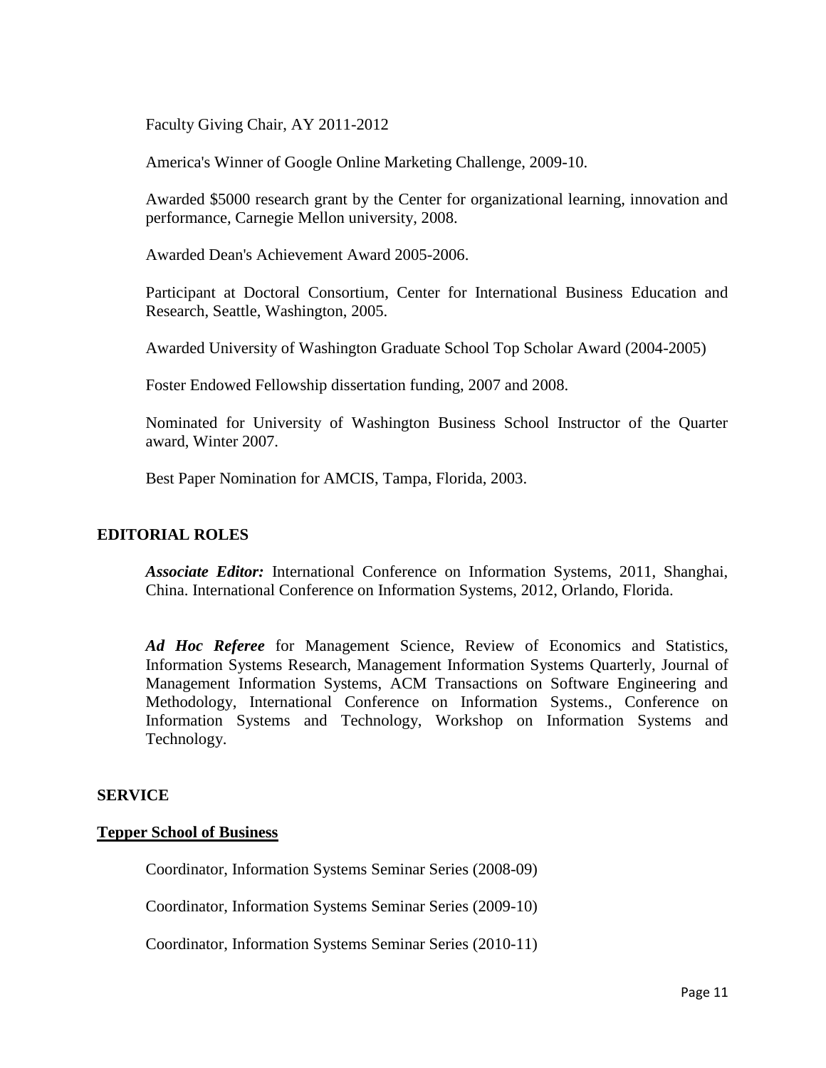Faculty Giving Chair, AY 2011-2012

America's Winner of Google Online Marketing Challenge, 2009-10.

Awarded $5000 research grant by the Center for organizational learning, innovation and performance, Carnegie Mellon university, 2008.

Awarded Dean's Achievement Award 2005-2006.

Participant at Doctoral Consortium, Center for International Business Education and Research, Seattle, Washington, 2005.

Awarded University of Washington Graduate School Top Scholar Award (2004-2005)

Foster Endowed Fellowship dissertation funding, 2007 and 2008.

Nominated for University of Washington Business School Instructor of the Quarter award, Winter 2007.

Best Paper Nomination for AMCIS, Tampa, Florida, 2003.

## EDITORIAL ROLES

***Associate Editor:*** International Conference on Information Systems, 2011, Shanghai, China. International Conference on Information Systems, 2012, Orlando, Florida.

***Ad Hoc Referee*** for Management Science, Review of Economics and Statistics, Information Systems Research, Management Information Systems Quarterly, Journal of Management Information Systems, ACM Transactions on Software Engineering and Methodology, International Conference on Information Systems., Conference on Information Systems and Technology, Workshop on Information Systems and Technology.

## SERVICE

### Tepper School of Business

Coordinator, Information Systems Seminar Series (2008-09)

Coordinator, Information Systems Seminar Series (2009-10)

Coordinator, Information Systems Seminar Series (2010-11)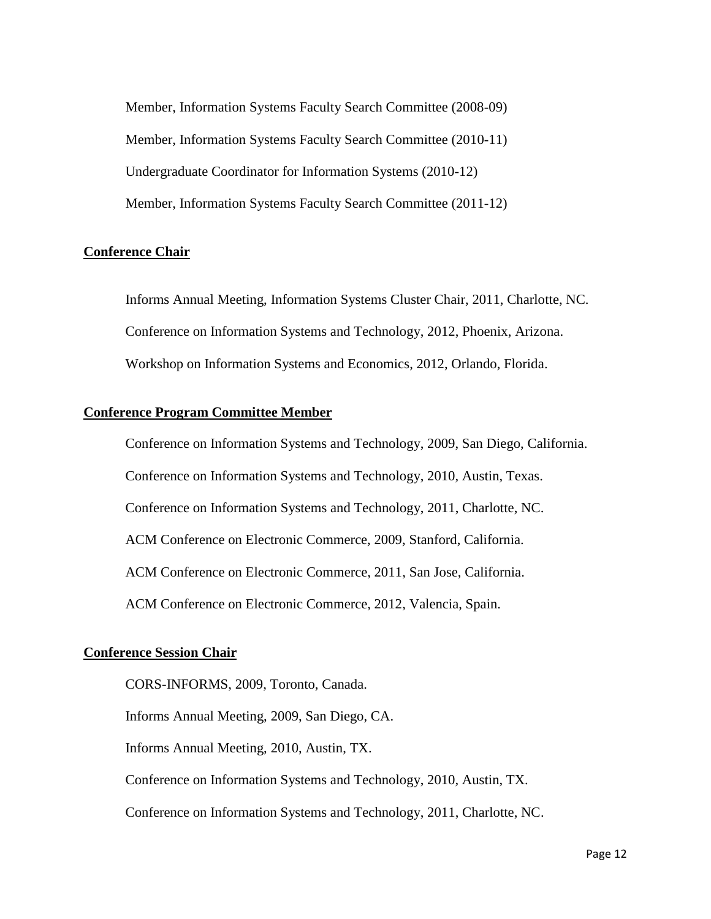Member, Information Systems Faculty Search Committee (2008-09)

Member, Information Systems Faculty Search Committee (2010-11)

Undergraduate Coordinator for Information Systems (2010-12)

Member, Information Systems Faculty Search Committee (2011-12)

## Conference Chair

Informs Annual Meeting, Information Systems Cluster Chair, 2011, Charlotte, NC.

Conference on Information Systems and Technology, 2012, Phoenix, Arizona.

Workshop on Information Systems and Economics, 2012, Orlando, Florida.

## Conference Program Committee Member

Conference on Information Systems and Technology, 2009, San Diego, California.

Conference on Information Systems and Technology, 2010, Austin, Texas.

Conference on Information Systems and Technology, 2011, Charlotte, NC.

ACM Conference on Electronic Commerce, 2009, Stanford, California.

ACM Conference on Electronic Commerce, 2011, San Jose, California.

ACM Conference on Electronic Commerce, 2012, Valencia, Spain.

## Conference Session Chair

CORS-INFORMS, 2009, Toronto, Canada.

Informs Annual Meeting, 2009, San Diego, CA.

Informs Annual Meeting, 2010, Austin, TX.

Conference on Information Systems and Technology, 2010, Austin, TX.

Conference on Information Systems and Technology, 2011, Charlotte, NC.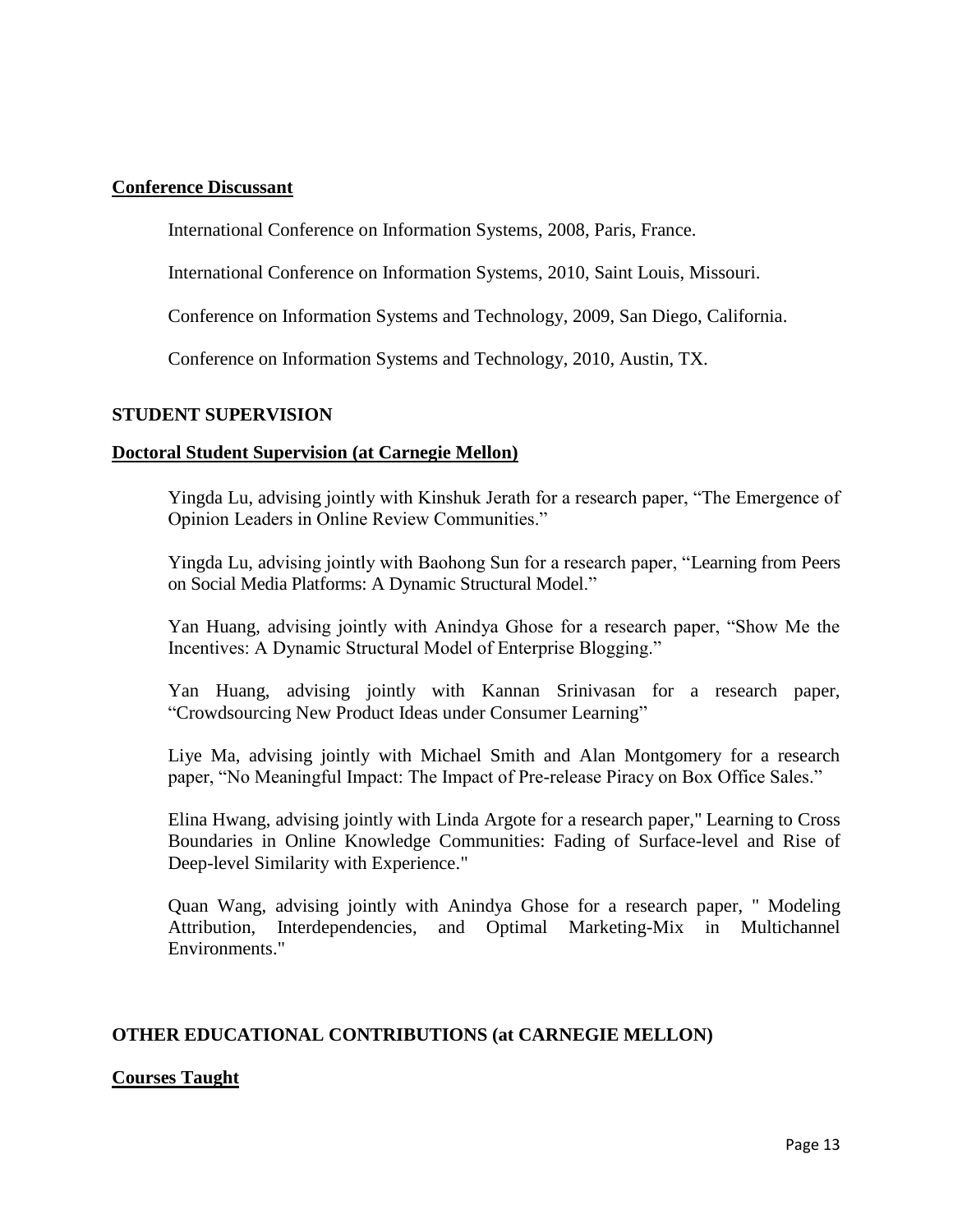## Conference Discussant

International Conference on Information Systems, 2008, Paris, France.

International Conference on Information Systems, 2010, Saint Louis, Missouri.

Conference on Information Systems and Technology, 2009, San Diego, California.

Conference on Information Systems and Technology, 2010, Austin, TX.

# STUDENT SUPERVISION

## Doctoral Student Supervision (at Carnegie Mellon)

Yingda Lu, advising jointly with Kinshuk Jerath for a research paper, "The Emergence of Opinion Leaders in Online Review Communities."

Yingda Lu, advising jointly with Baohong Sun for a research paper, "Learning from Peers on Social Media Platforms: A Dynamic Structural Model."

Yan Huang, advising jointly with Anindya Ghose for a research paper, "Show Me the Incentives: A Dynamic Structural Model of Enterprise Blogging."

Yan Huang, advising jointly with Kannan Srinivasan for a research paper, "Crowdsourcing New Product Ideas under Consumer Learning"

Liye Ma, advising jointly with Michael Smith and Alan Montgomery for a research paper, "No Meaningful Impact: The Impact of Pre-release Piracy on Box Office Sales."

Elina Hwang, advising jointly with Linda Argote for a research paper," Learning to Cross Boundaries in Online Knowledge Communities: Fading of Surface-level and Rise of Deep-level Similarity with Experience."

Quan Wang, advising jointly with Anindya Ghose for a research paper, " Modeling Attribution, Interdependencies, and Optimal Marketing-Mix in Multichannel Environments."

# OTHER EDUCATIONAL CONTRIBUTIONS (at CARNEGIE MELLON)

## Courses Taught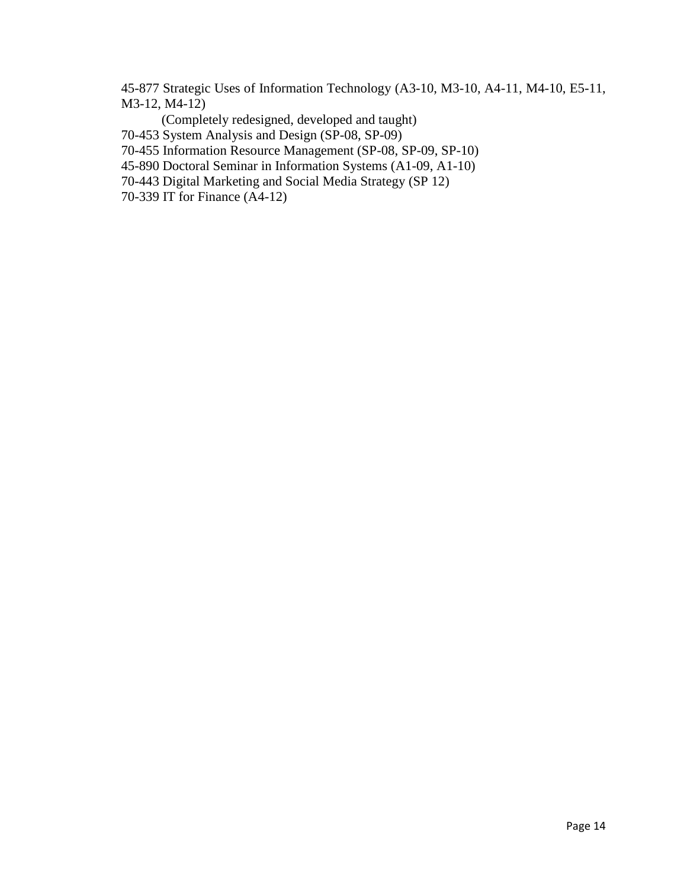45-877 Strategic Uses of Information Technology (A3-10, M3-10, A4-11, M4-10, E5-11, M3-12, M4-12)
    (Completely redesigned, developed and taught)
70-453 System Analysis and Design (SP-08, SP-09)
70-455 Information Resource Management (SP-08, SP-09, SP-10)
45-890 Doctoral Seminar in Information Systems (A1-09, A1-10)
70-443 Digital Marketing and Social Media Strategy (SP 12)
70-339 IT for Finance (A4-12)